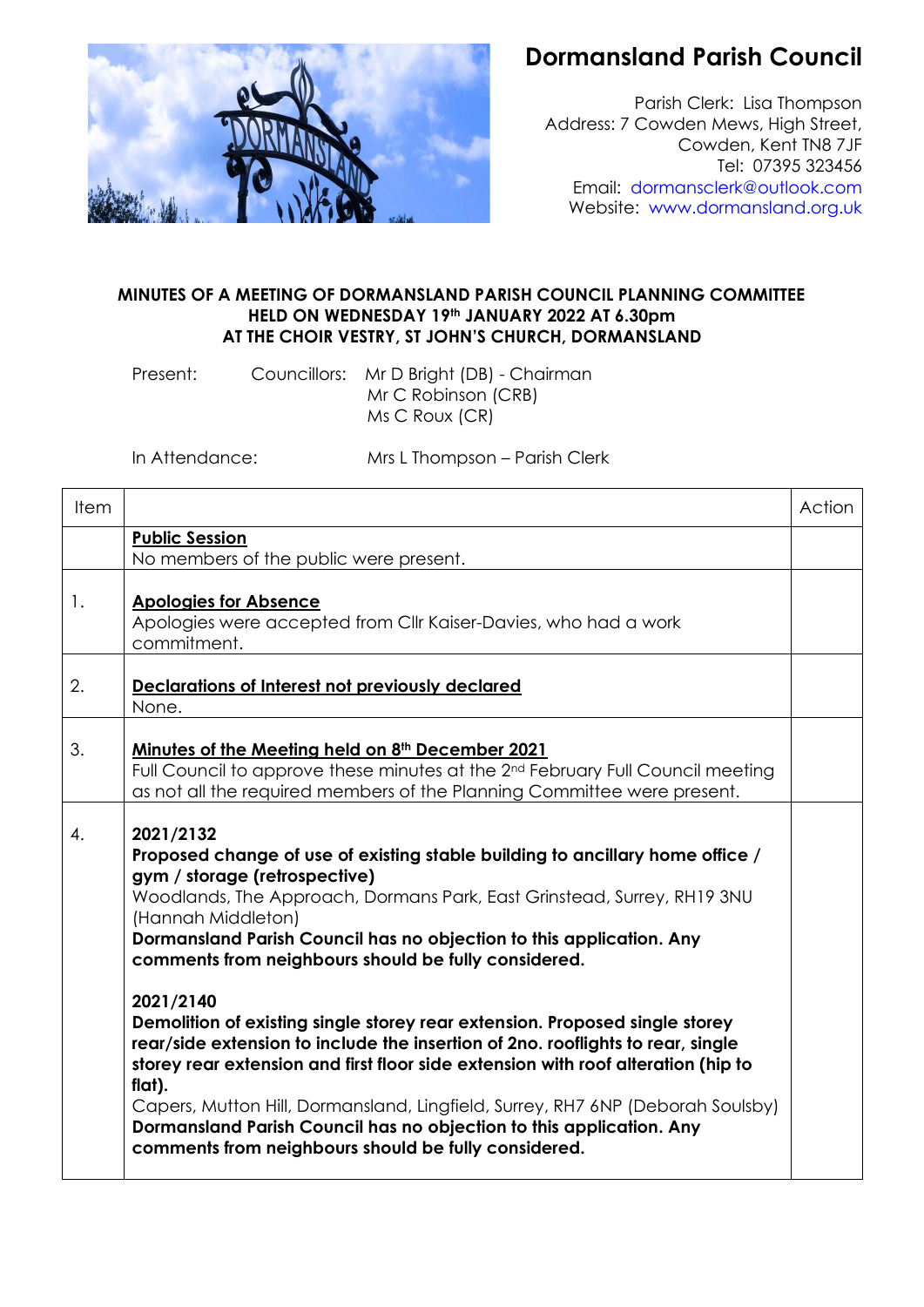# Dormansland Parish Council

Parish Clerk: Lisa Thompson
Address: 7 Cowden Mews, High Street, Cowden, Kent TN8 7JF
Tel: 07395 323456
Email: dormansclerk@outlook.com
Website: www.dormansland.org.uk

**MINUTES OF A MEETING OF DORMANSLAND PARISH COUNCIL PLANNING COMMITTEE HELD ON WEDNESDAY 19th JANUARY 2022 AT 6.30pm AT THE CHOIR VESTRY, ST JOHN'S CHURCH, DORMANSLAND**

Present: Councillors: Mr D Bright (DB) - Chairman
Mr C Robinson (CRB)
Ms C Roux (CR)

In Attendance: Mrs L Thompson – Parish Clerk

| Item | | Action |
|---|---|---|
| | **Public Session**<br>No members of the public were present. | |
| 1. | **Apologies for Absence**<br>Apologies were accepted from Cllr Kaiser-Davies, who had a work commitment. | |
| 2. | **Declarations of Interest not previously declared**<br>None. | |
| 3. | **Minutes of the Meeting held on 8th December 2021**<br>Full Council to approve these minutes at the 2nd February Full Council meeting as not all the required members of the Planning Committee were present. | |
| 4. | **2021/2132**<br>**Proposed change of use of existing stable building to ancillary home office / gym / storage (retrospective)**<br>Woodlands, The Approach, Dormans Park, East Grinstead, Surrey, RH19 3NU (Hannah Middleton)<br>**Dormansland Parish Council has no objection to this application. Any comments from neighbours should be fully considered.**<br><br>**2021/2140**<br>**Demolition of existing single storey rear extension. Proposed single storey rear/side extension to include the insertion of 2no. rooflights to rear, single storey rear extension and first floor side extension with roof alteration (hip to flat).**<br>Capers, Mutton Hill, Dormansland, Lingfield, Surrey, RH7 6NP (Deborah Soulsby)<br>**Dormansland Parish Council has no objection to this application. Any comments from neighbours should be fully considered.** | |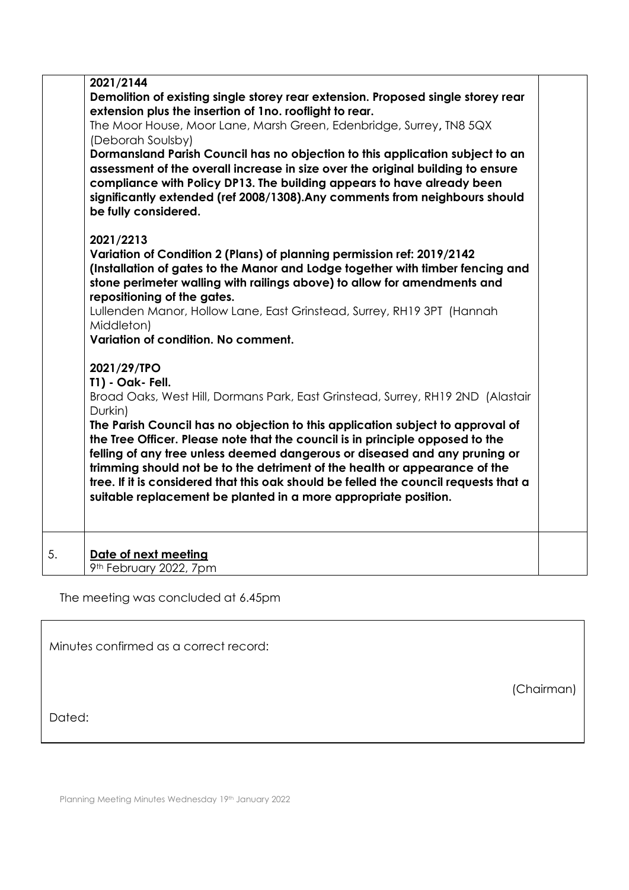| | | |
|---|---|---|
| | **2021/2144**<br>**Demolition of existing single storey rear extension. Proposed single storey rear extension plus the insertion of 1no. rooflight to rear.**<br>The Moor House, Moor Lane, Marsh Green, Edenbridge, Surrey**,** TN8 5QX (Deborah Soulsby)<br>**Dormansland Parish Council has no objection to this application subject to an assessment of the overall increase in size over the original building to ensure compliance with Policy DP13. The building appears to have already been significantly extended (ref 2008/1308).Any comments from neighbours should be fully considered.**<br><br>**2021/2213**<br>**Variation of Condition 2 (Plans) of planning permission ref: 2019/2142 (Installation of gates to the Manor and Lodge together with timber fencing and stone perimeter walling with railings above) to allow for amendments and repositioning of the gates.**<br>Lullenden Manor, Hollow Lane, East Grinstead, Surrey, RH19 3PT (Hannah Middleton)<br>**Variation of condition. No comment.**<br><br>**2021/29/TPO**<br>**T1) - Oak- Fell.**<br>Broad Oaks, West Hill, Dormans Park, East Grinstead, Surrey, RH19 2ND (Alastair Durkin)<br>**The Parish Council has no objection to this application subject to approval of the Tree Officer. Please note that the council is in principle opposed to the felling of any tree unless deemed dangerous or diseased and any pruning or trimming should not be to the detriment of the health or appearance of the tree. If it is considered that this oak should be felled the council requests that a suitable replacement be planted in a more appropriate position.** | |
| 5. | **<u>Date of next meeting</u>**<br>9th February 2022, 7pm | |

The meeting was concluded at 6.45pm

Minutes confirmed as a correct record:

(Chairman)

Dated: